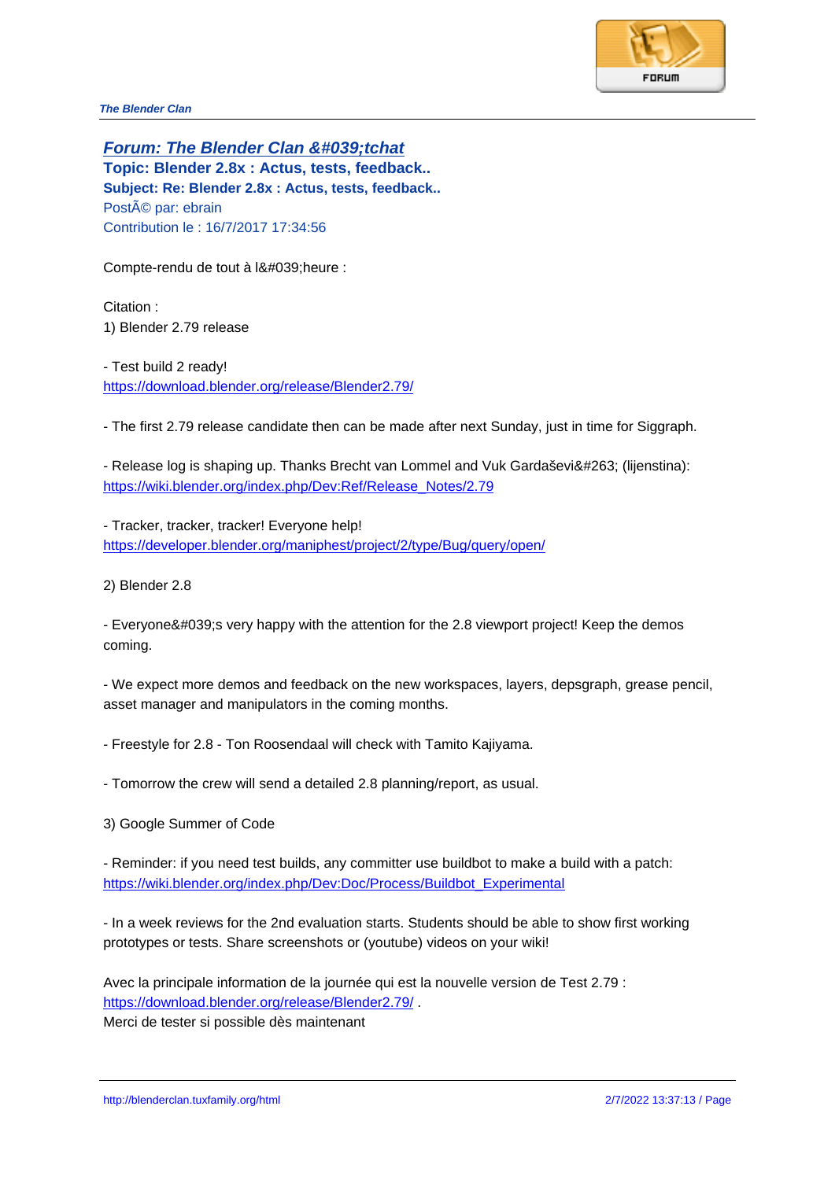# [Forum: The Blender Clan &#039;tchat](#)

**Topic: Blender 2.8x : Actus, tests, feedback..**

**Subject: Re: Blender 2.8x : Actus, tests, feedback..**

PostÃ© par: ebrain

Contribution le : 16/7/2017 17:34:56

Compte-rendu de tout à l&#039;heure :

Citation :
1) Blender 2.79 release

- Test build 2 ready!
https://download.blender.org/release/Blender2.79/

- The first 2.79 release candidate then can be made after next Sunday, just in time for Siggraph.

- Release log is shaping up. Thanks Brecht van Lommel and Vuk Gardaševi&#263; (lijenstina):
https://wiki.blender.org/index.php/Dev:Ref/Release_Notes/2.79

- Tracker, tracker, tracker! Everyone help!
https://developer.blender.org/maniphest/project/2/type/Bug/query/open/

2) Blender 2.8

- Everyone&#039;s very happy with the attention for the 2.8 viewport project! Keep the demos coming.

- We expect more demos and feedback on the new workspaces, layers, depsgraph, grease pencil, asset manager and manipulators in the coming months.

- Freestyle for 2.8 - Ton Roosendaal will check with Tamito Kajiyama.

- Tomorrow the crew will send a detailed 2.8 planning/report, as usual.

3) Google Summer of Code

- Reminder: if you need test builds, any committer use buildbot to make a build with a patch:
https://wiki.blender.org/index.php/Dev:Doc/Process/Buildbot_Experimental

- In a week reviews for the 2nd evaluation starts. Students should be able to show first working prototypes or tests. Share screenshots or (youtube) videos on your wiki!

Avec la principale information de la journée qui est la nouvelle version de Test 2.79 :
https://download.blender.org/release/Blender2.79/ .
Merci de tester si possible dès maintenant